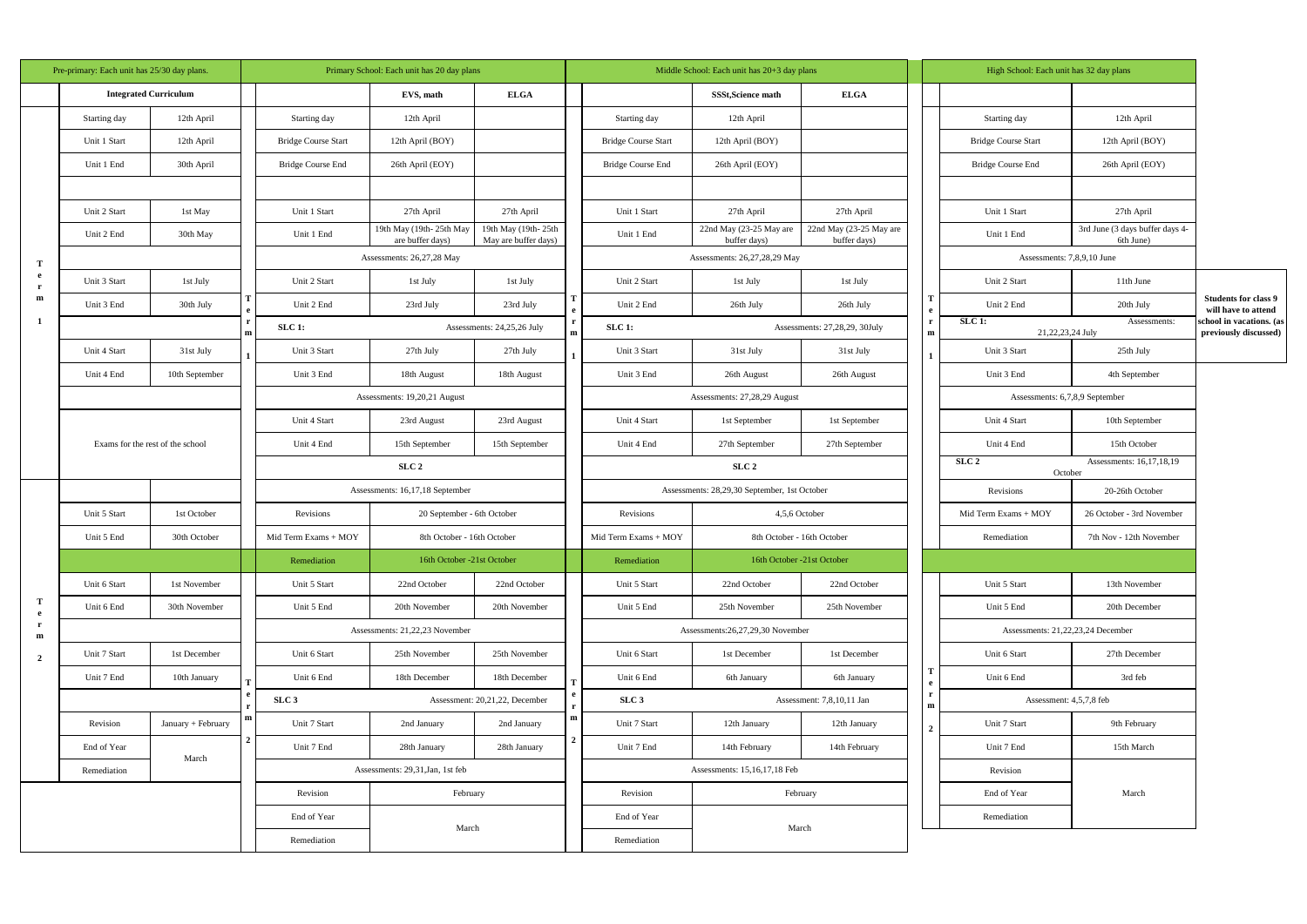| Pre-primary: Each unit has 25/30 day plans. | | |
|---|---|---|
| | **Integrated Curriculum** | |
| **Term 1** | Starting day | 12th April |
| | Unit 1 Start | 12th April |
| | Unit 1 End | 30th April |
| | | |
| | Unit 2 Start | 1st May |
| | Unit 2 End | 30th May |
| | | |
| | Unit 3 Start | 1st July |
| | Unit 3 End | 30th July |
| | | |
| | Unit 4 Start | 31st July |
| | Unit 4 End | 10th September |
| | Exams for the rest of the school | |
| **Term 2** | Unit 5 Start | 1st October |
| | Unit 5 End | 30th October |
| | | |
| | Unit 6 Start | 1st November |
| | Unit 6 End | 30th November |
| | | |
| | Unit 7 Start | 1st December |
| | Unit 7 End | 10th January |
| | | |
| | Revision | January + February |
| | End of Year | March |
| | Remediation | March |

| Primary School: Each unit has 20 day plans | | | |
|---|---|---|---|
| | | **EVS, math** | **ELGA** |
| **Term 1** | Starting day | 12th April | |
| | Bridge Course Start | 12th April (BOY) | |
| | Bridge Course End | 26th April (EOY) | |
| | | | |
| | Unit 1 Start | 27th April | 27th April |
| | Unit 1 End | 19th May (19th- 25th May are buffer days) | 19th May (19th- 25th May are buffer days) |
| | Assessments: 26,27,28 May | | |
| | Unit 2 Start | 1st July | 1st July |
| | Unit 2 End | 23rd July | 23rd July |
| | **SLC 1:** | Assessments: 24,25,26 July | |
| | Unit 3 Start | 27th July | 27th July |
| | Unit 3 End | 18th August | 18th August |
| | Assessments: 19,20,21 August | | |
| | Unit 4 Start | 23rd August | 23rd August |
| | Unit 4 End | 15th September | 15th September |
| | **SLC 2** | | |
| | Assessments: 16,17,18 September | | |
| | Revisions | 20 September - 6th October | |
| | Mid Term Exams + MOY | 8th October - 16th October | |
| | Remediation | 16th October -21st October | |
| **Term 2** | Unit 5 Start | 22nd October | 22nd October |
| | Unit 5 End | 20th November | 20th November |
| | Assessments: 21,22,23 November | | |
| | Unit 6 Start | 25th November | 25th November |
| | Unit 6 End | 18th December | 18th December |
| | **SLC 3** | Assessment: 20,21,22, December | |
| | Unit 7 Start | 2nd January | 2nd January |
| | Unit 7 End | 28th January | 28th January |
| | Assessments: 29,31,Jan, 1st feb | | |
| | Revision | February | |
| | End of Year | March | |
| | Remediation | March | |

| Middle School: Each unit has 20+3 day plans | | | |
|---|---|---|---|
| | | **SSSt,Science math** | **ELGA** |
| **Term 1** | Starting day | 12th April | |
| | Bridge Course Start | 12th April (BOY) | |
| | Bridge Course End | 26th April (EOY) | |
| | | | |
| | Unit 1 Start | 27th April | 27th April |
| | Unit 1 End | 22nd May (23-25 May are buffer days) | 22nd May (23-25 May are buffer days) |
| | Assessments: 26,27,28,29 May | | |
| | Unit 2 Start | 1st July | 1st July |
| | Unit 2 End | 26th July | 26th July |
| | **SLC 1:** | Assessments: 27,28,29, 30July | |
| | Unit 3 Start | 31st July | 31st July |
| | Unit 3 End | 26th August | 26th August |
| | Assessments: 27,28,29 August | | |
| | Unit 4 Start | 1st September | 1st September |
| | Unit 4 End | 27th September | 27th September |
| | **SLC 2** | | |
| | Assessments: 28,29,30 September, 1st October | | |
| | Revisions | 4,5,6 October | |
| | Mid Term Exams + MOY | 8th October - 16th October | |
| | Remediation | 16th October -21st October | |
| **Term 2** | Unit 5 Start | 22nd October | 22nd October |
| | Unit 5 End | 25th November | 25th November |
| | Assessments:26,27,29,30 November | | |
| | Unit 6 Start | 1st December | 1st December |
| | Unit 6 End | 6th January | 6th January |
| | **SLC 3** | Assessment: 7,8,10,11 Jan | |
| | Unit 7 Start | 12th January | 12th January |
| | Unit 7 End | 14th February | 14th February |
| | Assessments: 15,16,17,18 Feb | | |
| | Revision | February | |
| | End of Year | March | |
| | Remediation | March | |

| High School: Each unit has 32 day plans | | | |
|---|---|---|---|
| **Term 1** | Starting day | 12th April | |
| | Bridge Course Start | 12th April (BOY) | |
| | Bridge Course End | 26th April (EOY) | |
| | | | |
| | Unit 1 Start | 27th April | |
| | Unit 1 End | 3rd June (3 days buffer days 4-6th June) | |
| | Assessments: 7,8,9,10 June | | |
| | Unit 2 Start | 11th June | **Students for class 9 will have to attend school in vacations. (as previously discussed)** |
| | Unit 2 End | 20th July | |
| | **SLC 1:** | Assessments: 21,22,23,24 July | |
| | Unit 3 Start | 25th July | |
| | Unit 3 End | 4th September | |
| | Assessments: 6,7,8,9 September | | |
| | Unit 4 Start | 10th September | |
| | Unit 4 End | 15th October | |
| | **SLC 2** | Assessments: 16,17,18,19 October | |
| | Revisions | 20-26th October | |
| | Mid Term Exams + MOY | 26 October - 3rd November | |
| | Remediation | 7th Nov - 12th November | |
| **Term 2** | Unit 5 Start | 13th November | |
| | Unit 5 End | 20th December | |
| | Assessments: 21,22,23,24 December | | |
| | Unit 6 Start | 27th December | |
| | Unit 6 End | 3rd feb | |
| | Assessment: 4,5,7,8 feb | | |
| | Unit 7 Start | 9th February | |
| | Unit 7 End | 15th March | |
| | Revision | March | |
| | End of Year | March | |
| | Remediation | March | |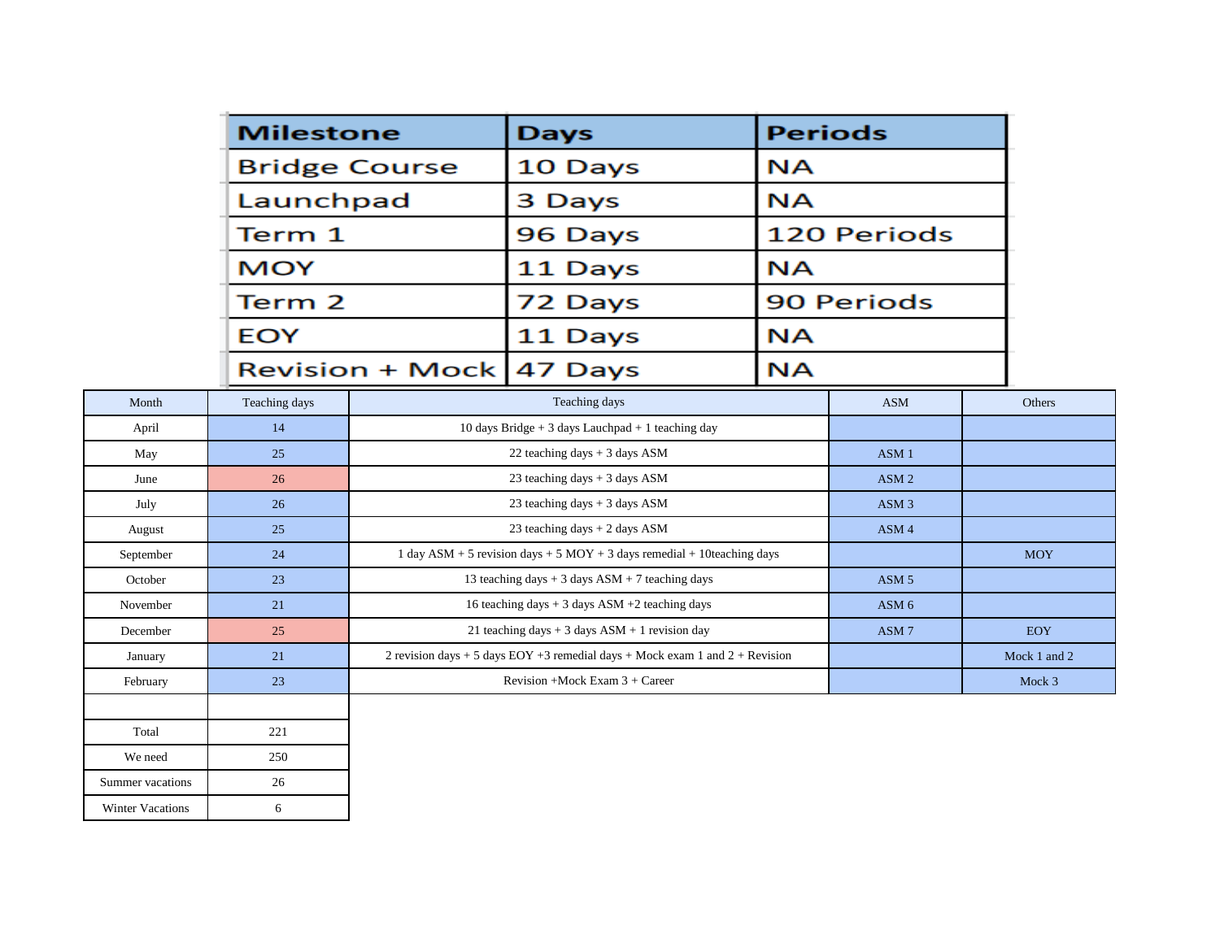| Milestone | Days | Periods |
| --- | --- | --- |
| Bridge Course | 10 Days | NA |
| Launchpad | 3 Days | NA |
| Term 1 | 96 Days | 120 Periods |
| MOY | 11 Days | NA |
| Term 2 | 72 Days | 90 Periods |
| EOY | 11 Days | NA |
| Revision + Mock | 47 Days | NA |

| Month | Teaching days | Teaching days | ASM | Others |
| --- | --- | --- | --- | --- |
| April | 14 | 10 days Bridge + 3 days Lauchpad + 1 teaching day | | |
| May | 25 | 22 teaching days + 3 days ASM | ASM 1 | |
| June | 26 | 23 teaching days + 3 days ASM | ASM 2 | |
| July | 26 | 23 teaching days + 3 days ASM | ASM 3 | |
| August | 25 | 23 teaching days + 2 days ASM | ASM 4 | |
| September | 24 | 1 day ASM + 5 revision days + 5 MOY + 3 days remedial + 10teaching days | | MOY |
| October | 23 | 13 teaching days + 3 days ASM + 7 teaching days | ASM 5 | |
| November | 21 | 16 teaching days + 3 days ASM +2 teaching days | ASM 6 | |
| December | 25 | 21 teaching days + 3 days ASM + 1 revision day | ASM 7 | EOY |
| January | 21 | 2 revision days + 5 days EOY +3 remedial days + Mock exam 1 and 2 + Revision | | Mock 1 and 2 |
| February | 23 | Revision +Mock Exam 3 + Career | | Mock 3 |
| | | | | |
| Total | 221 | | | |
| We need | 250 | | | |
| Summer vacations | 26 | | | |
| Winter Vacations | 6 | | | |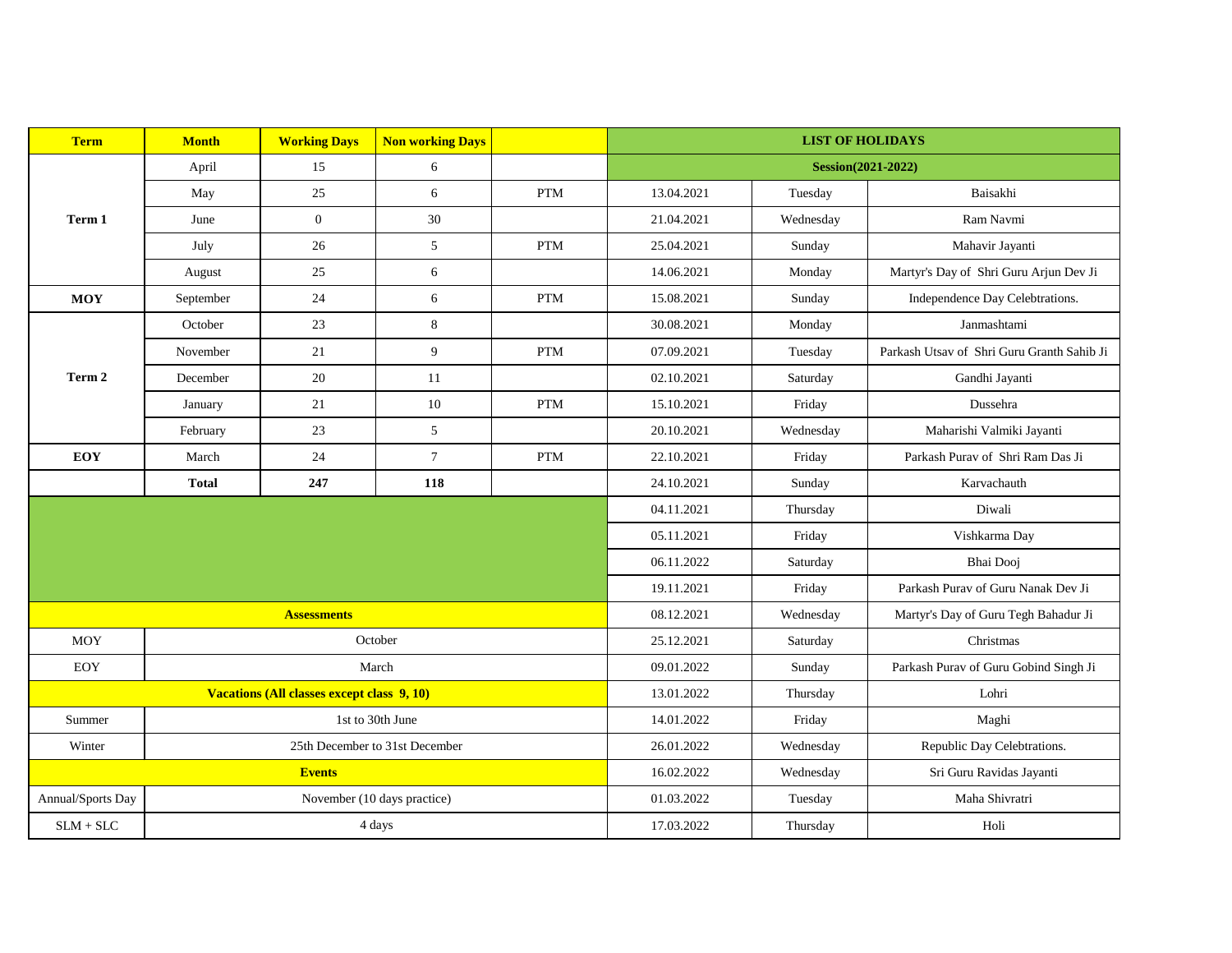| Term | Month | Working Days | Non working Days | |
|---|---|---|---|---|
| Term 1 | April | 15 | 6 | |
| | May | 25 | 6 | PTM |
| | June | 0 | 30 | |
| | July | 26 | 5 | PTM |
| | August | 25 | 6 | |
| MOY | September | 24 | 6 | PTM |
| Term 2 | October | 23 | 8 | |
| | November | 21 | 9 | PTM |
| | December | 20 | 11 | |
| | January | 21 | 10 | PTM |
| | February | 23 | 5 | |
| EOY | March | 24 | 7 | PTM |
| | **Total** | **247** | **118** | |

| **Assessments** | |
|---|---|
| MOY | October |
| EOY | March |

| **Vacations (All classes except class 9, 10)** | |
|---|---|
| Summer | 1st to 30th June |
| Winter | 25th December to 31st December |

| **Events** | |
|---|---|
| Annual/Sports Day | November (10 days practice) |
| SLM + SLC | 4 days |

| **LIST OF HOLIDAYS** | | |
|---|---|---|
| **Session(2021-2022)** | | |
| 13.04.2021 | Tuesday | Baisakhi |
| 21.04.2021 | Wednesday | Ram Navmi |
| 25.04.2021 | Sunday | Mahavir Jayanti |
| 14.06.2021 | Monday | Martyr's Day of Shri Guru Arjun Dev Ji |
| 15.08.2021 | Sunday | Independence Day Celebtrations. |
| 30.08.2021 | Monday | Janmashtami |
| 07.09.2021 | Tuesday | Parkash Utsav of Shri Guru Granth Sahib Ji |
| 02.10.2021 | Saturday | Gandhi Jayanti |
| 15.10.2021 | Friday | Dussehra |
| 20.10.2021 | Wednesday | Maharishi Valmiki Jayanti |
| 22.10.2021 | Friday | Parkash Purav of Shri Ram Das Ji |
| 24.10.2021 | Sunday | Karvachauth |
| 04.11.2021 | Thursday | Diwali |
| 05.11.2021 | Friday | Vishkarma Day |
| 06.11.2022 | Saturday | Bhai Dooj |
| 19.11.2021 | Friday | Parkash Purav of Guru Nanak Dev Ji |
| 08.12.2021 | Wednesday | Martyr's Day of Guru Tegh Bahadur Ji |
| 25.12.2021 | Saturday | Christmas |
| 09.01.2022 | Sunday | Parkash Purav of Guru Gobind Singh Ji |
| 13.01.2022 | Thursday | Lohri |
| 14.01.2022 | Friday | Maghi |
| 26.01.2022 | Wednesday | Republic Day Celebtrations. |
| 16.02.2022 | Wednesday | Sri Guru Ravidas Jayanti |
| 01.03.2022 | Tuesday | Maha Shivratri |
| 17.03.2022 | Thursday | Holi |